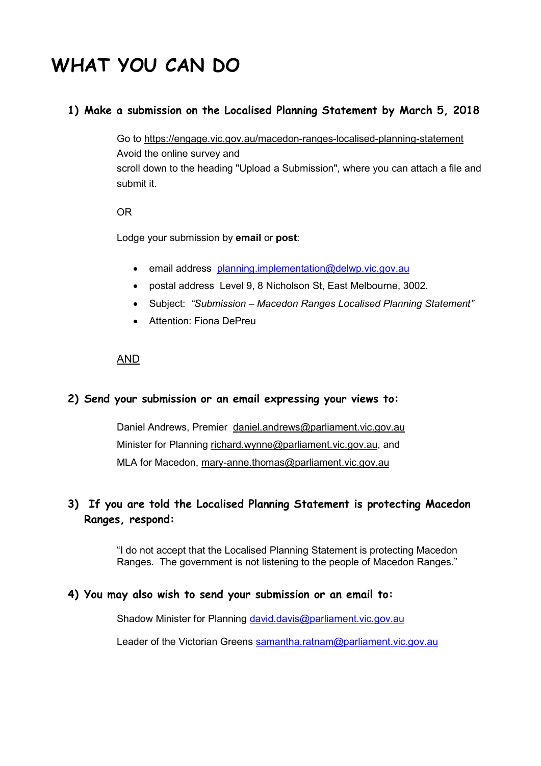# WHAT YOU CAN DO

### 1) Make a submission on the Localised Planning Statement by March 5, 2018

Go to https://engage.vic.gov.au/macedon-ranges-localised-planning-statement
Avoid the online survey and
scroll down to the heading "Upload a Submission", where you can attach a file and submit it.

OR

Lodge your submission by **email** or **post**:

- email address planning.implementation@delwp.vic.gov.au
- postal address Level 9, 8 Nicholson St, East Melbourne, 3002.
- Subject: *"Submission – Macedon Ranges Localised Planning Statement"*
- Attention: Fiona DePreu

AND

### 2) Send your submission or an email expressing your views to:

Daniel Andrews, Premier daniel.andrews@parliament.vic.gov.au
Minister for Planning richard.wynne@parliament.vic.gov.au, and
MLA for Macedon, mary-anne.thomas@parliament.vic.gov.au

### 3) If you are told the Localised Planning Statement is protecting Macedon Ranges, respond:

"I do not accept that the Localised Planning Statement is protecting Macedon Ranges. The government is not listening to the people of Macedon Ranges."

### 4) You may also wish to send your submission or an email to:

Shadow Minister for Planning david.davis@parliament.vic.gov.au

Leader of the Victorian Greens samantha.ratnam@parliament.vic.gov.au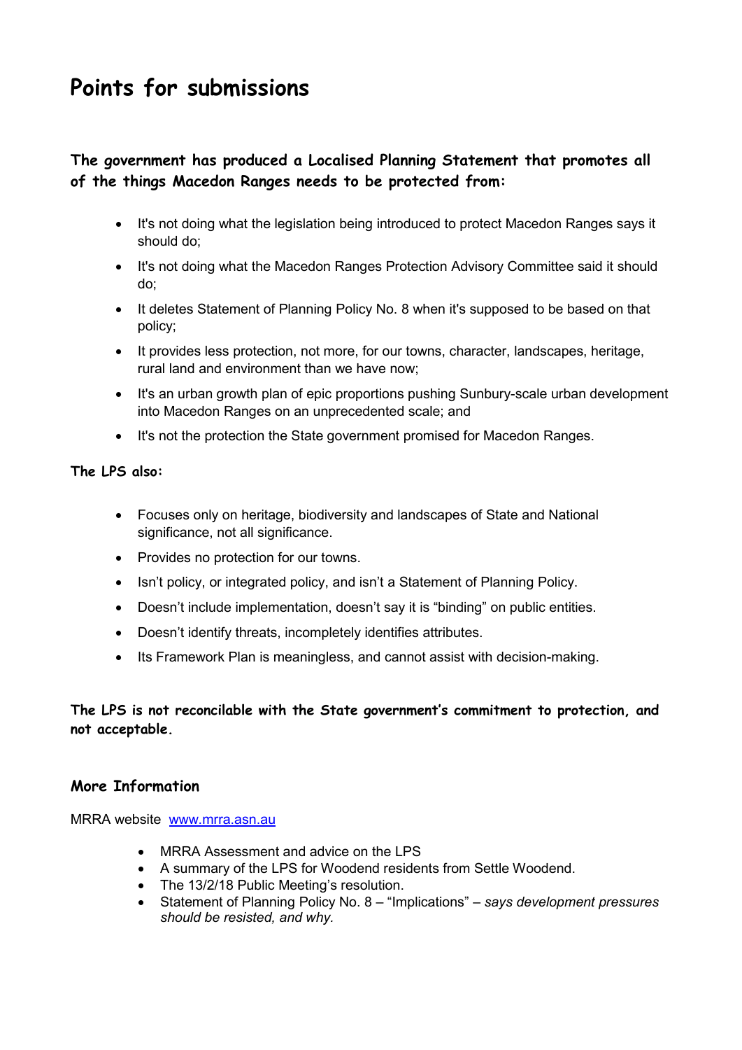# Points for submissions

**The government has produced a Localised Planning Statement that promotes all of the things Macedon Ranges needs to be protected from:**

- It's not doing what the legislation being introduced to protect Macedon Ranges says it should do;
- It's not doing what the Macedon Ranges Protection Advisory Committee said it should do;
- It deletes Statement of Planning Policy No. 8 when it's supposed to be based on that policy;
- It provides less protection, not more, for our towns, character, landscapes, heritage, rural land and environment than we have now;
- It's an urban growth plan of epic proportions pushing Sunbury-scale urban development into Macedon Ranges on an unprecedented scale; and
- It's not the protection the State government promised for Macedon Ranges.

**The LPS also:**

- Focuses only on heritage, biodiversity and landscapes of State and National significance, not all significance.
- Provides no protection for our towns.
- Isn't policy, or integrated policy, and isn't a Statement of Planning Policy.
- Doesn't include implementation, doesn't say it is "binding" on public entities.
- Doesn't identify threats, incompletely identifies attributes.
- Its Framework Plan is meaningless, and cannot assist with decision-making.

**The LPS is not reconcilable with the State government's commitment to protection, and not acceptable.**

## More Information

MRRA website [www.mrra.asn.au](http://www.mrra.asn.au)

- MRRA Assessment and advice on the LPS
- A summary of the LPS for Woodend residents from Settle Woodend.
- The 13/2/18 Public Meeting's resolution.
- Statement of Planning Policy No. 8 – "Implications" – *says development pressures should be resisted, and why.*